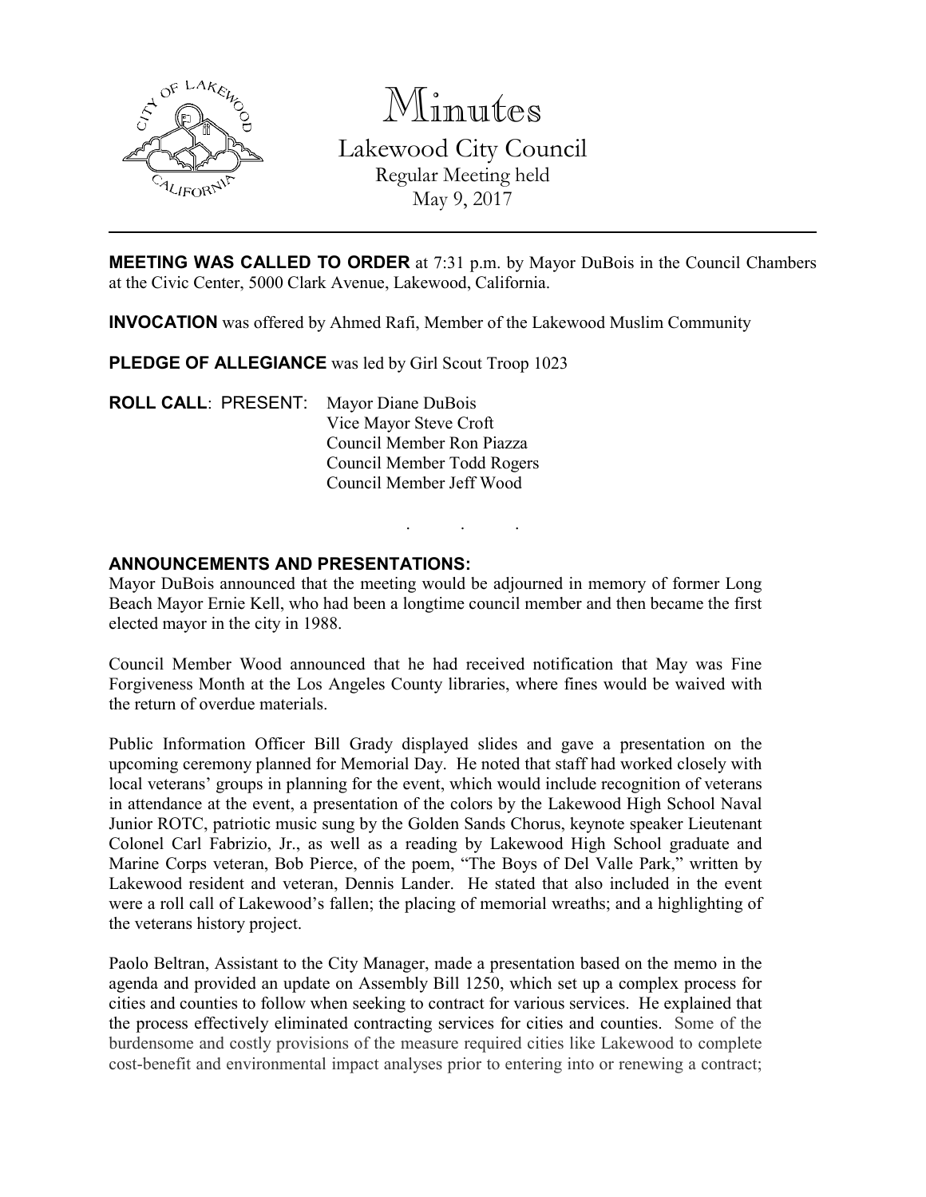# Minutes

## Lakewood City Council

Regular Meeting held
May 9, 2017

---

**MEETING WAS CALLED TO ORDER** at 7:31 p.m. by Mayor DuBois in the Council Chambers at the Civic Center, 5000 Clark Avenue, Lakewood, California.

**INVOCATION** was offered by Ahmed Rafi, Member of the Lakewood Muslim Community

**PLEDGE OF ALLEGIANCE** was led by Girl Scout Troop 1023

**ROLL CALL**: PRESENT: Mayor Diane DuBois
Vice Mayor Steve Croft
Council Member Ron Piazza
Council Member Todd Rogers
Council Member Jeff Wood

. . .

**ANNOUNCEMENTS AND PRESENTATIONS:**

Mayor DuBois announced that the meeting would be adjourned in memory of former Long Beach Mayor Ernie Kell, who had been a longtime council member and then became the first elected mayor in the city in 1988.

Council Member Wood announced that he had received notification that May was Fine Forgiveness Month at the Los Angeles County libraries, where fines would be waived with the return of overdue materials.

Public Information Officer Bill Grady displayed slides and gave a presentation on the upcoming ceremony planned for Memorial Day. He noted that staff had worked closely with local veterans' groups in planning for the event, which would include recognition of veterans in attendance at the event, a presentation of the colors by the Lakewood High School Naval Junior ROTC, patriotic music sung by the Golden Sands Chorus, keynote speaker Lieutenant Colonel Carl Fabrizio, Jr., as well as a reading by Lakewood High School graduate and Marine Corps veteran, Bob Pierce, of the poem, "The Boys of Del Valle Park," written by Lakewood resident and veteran, Dennis Lander. He stated that also included in the event were a roll call of Lakewood's fallen; the placing of memorial wreaths; and a highlighting of the veterans history project.

Paolo Beltran, Assistant to the City Manager, made a presentation based on the memo in the agenda and provided an update on Assembly Bill 1250, which set up a complex process for cities and counties to follow when seeking to contract for various services. He explained that the process effectively eliminated contracting services for cities and counties. Some of the burdensome and costly provisions of the measure required cities like Lakewood to complete cost-benefit and environmental impact analyses prior to entering into or renewing a contract;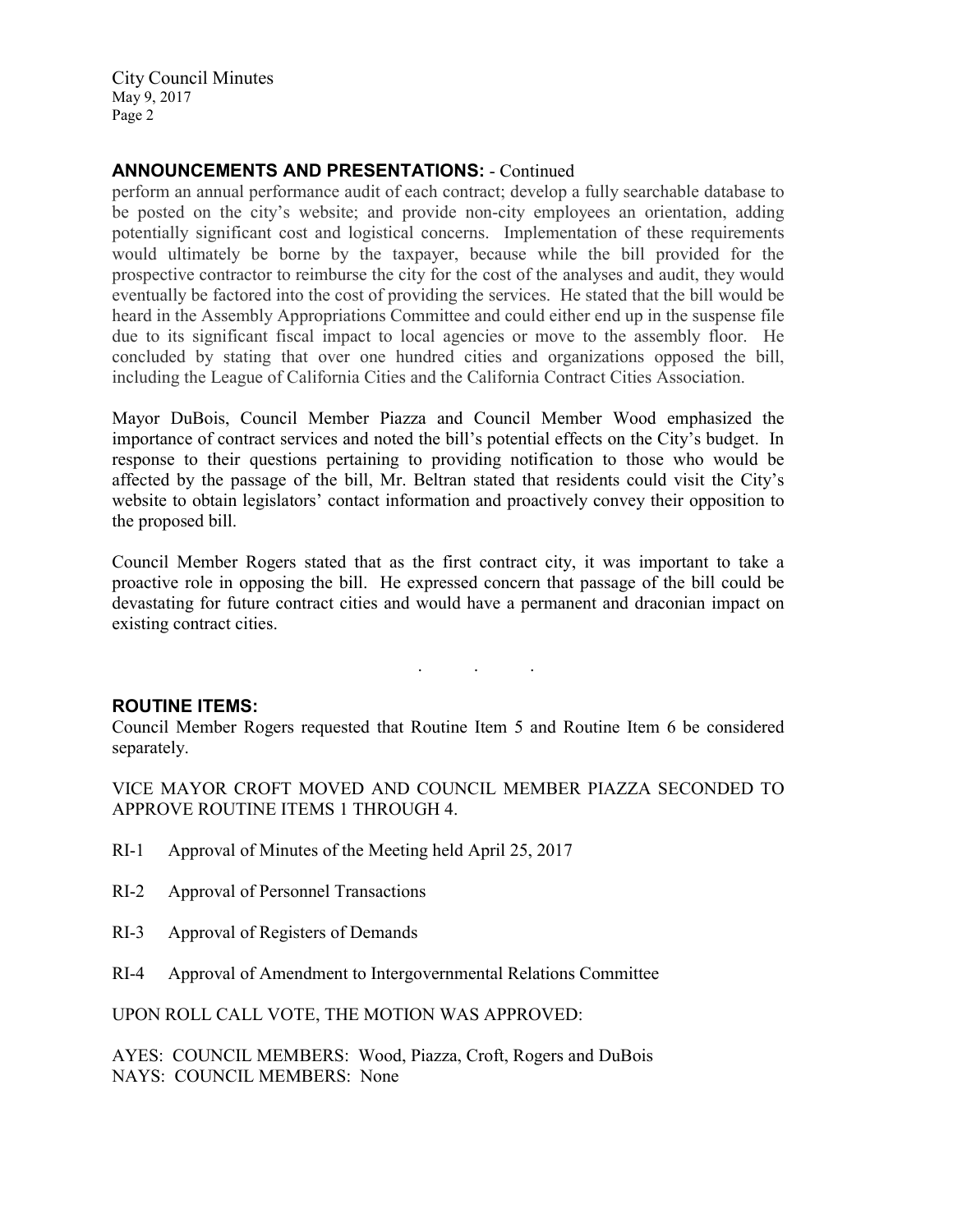## ANNOUNCEMENTS AND PRESENTATIONS: - Continued

perform an annual performance audit of each contract; develop a fully searchable database to be posted on the city's website; and provide non-city employees an orientation, adding potentially significant cost and logistical concerns. Implementation of these requirements would ultimately be borne by the taxpayer, because while the bill provided for the prospective contractor to reimburse the city for the cost of the analyses and audit, they would eventually be factored into the cost of providing the services. He stated that the bill would be heard in the Assembly Appropriations Committee and could either end up in the suspense file due to its significant fiscal impact to local agencies or move to the assembly floor. He concluded by stating that over one hundred cities and organizations opposed the bill, including the League of California Cities and the California Contract Cities Association.

Mayor DuBois, Council Member Piazza and Council Member Wood emphasized the importance of contract services and noted the bill's potential effects on the City's budget. In response to their questions pertaining to providing notification to those who would be affected by the passage of the bill, Mr. Beltran stated that residents could visit the City's website to obtain legislators' contact information and proactively convey their opposition to the proposed bill.

Council Member Rogers stated that as the first contract city, it was important to take a proactive role in opposing the bill. He expressed concern that passage of the bill could be devastating for future contract cities and would have a permanent and draconian impact on existing contract cities.

. . .

## ROUTINE ITEMS:

Council Member Rogers requested that Routine Item 5 and Routine Item 6 be considered separately.

VICE MAYOR CROFT MOVED AND COUNCIL MEMBER PIAZZA SECONDED TO APPROVE ROUTINE ITEMS 1 THROUGH 4.

RI-1 Approval of Minutes of the Meeting held April 25, 2017

RI-2 Approval of Personnel Transactions

RI-3 Approval of Registers of Demands

RI-4 Approval of Amendment to Intergovernmental Relations Committee

UPON ROLL CALL VOTE, THE MOTION WAS APPROVED:

AYES: COUNCIL MEMBERS: Wood, Piazza, Croft, Rogers and DuBois
NAYS: COUNCIL MEMBERS: None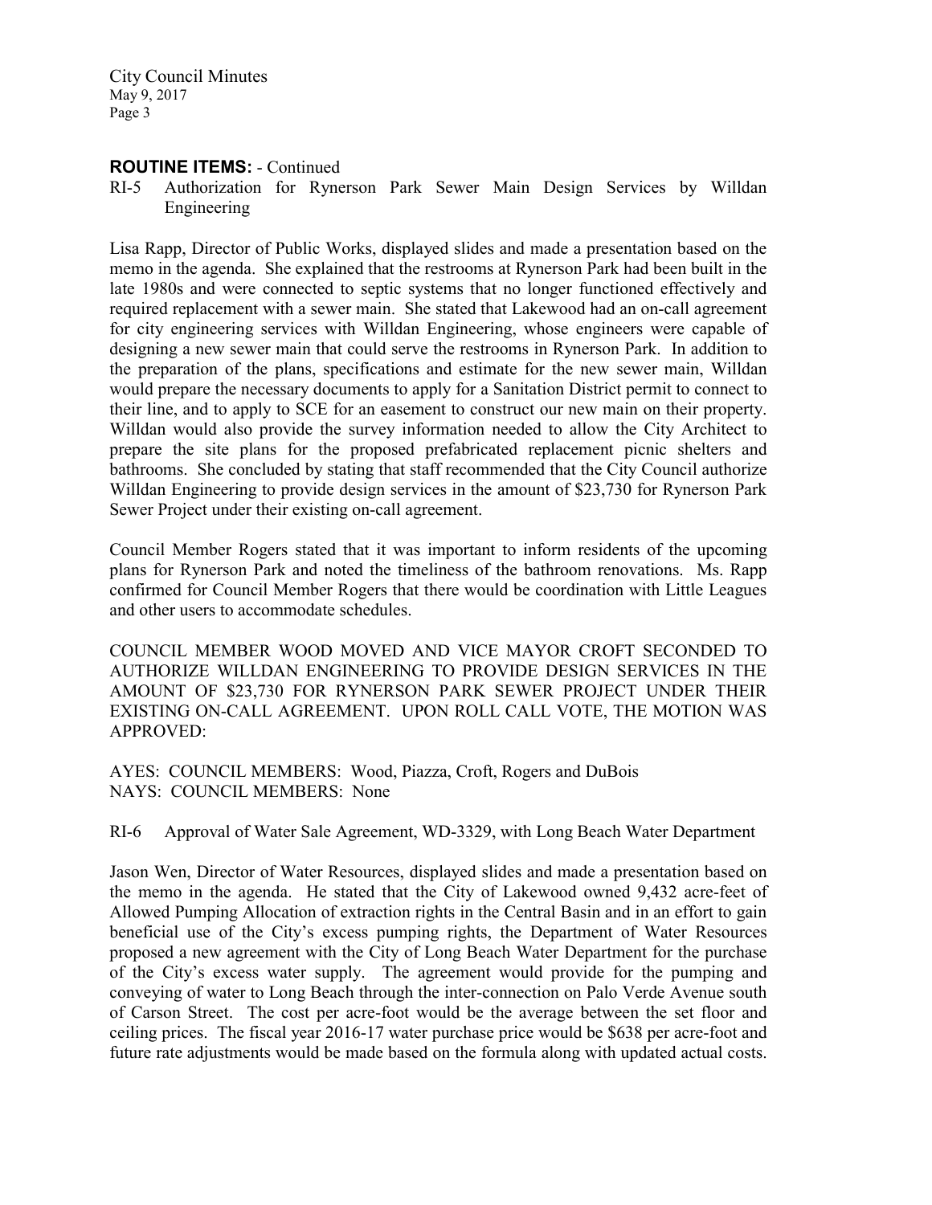**ROUTINE ITEMS:** - Continued

RI-5 Authorization for Rynerson Park Sewer Main Design Services by Willdan Engineering

Lisa Rapp, Director of Public Works, displayed slides and made a presentation based on the memo in the agenda. She explained that the restrooms at Rynerson Park had been built in the late 1980s and were connected to septic systems that no longer functioned effectively and required replacement with a sewer main. She stated that Lakewood had an on-call agreement for city engineering services with Willdan Engineering, whose engineers were capable of designing a new sewer main that could serve the restrooms in Rynerson Park. In addition to the preparation of the plans, specifications and estimate for the new sewer main, Willdan would prepare the necessary documents to apply for a Sanitation District permit to connect to their line, and to apply to SCE for an easement to construct our new main on their property. Willdan would also provide the survey information needed to allow the City Architect to prepare the site plans for the proposed prefabricated replacement picnic shelters and bathrooms. She concluded by stating that staff recommended that the City Council authorize Willdan Engineering to provide design services in the amount of $23,730 for Rynerson Park Sewer Project under their existing on-call agreement.

Council Member Rogers stated that it was important to inform residents of the upcoming plans for Rynerson Park and noted the timeliness of the bathroom renovations. Ms. Rapp confirmed for Council Member Rogers that there would be coordination with Little Leagues and other users to accommodate schedules.

COUNCIL MEMBER WOOD MOVED AND VICE MAYOR CROFT SECONDED TO AUTHORIZE WILLDAN ENGINEERING TO PROVIDE DESIGN SERVICES IN THE AMOUNT OF $23,730 FOR RYNERSON PARK SEWER PROJECT UNDER THEIR EXISTING ON-CALL AGREEMENT. UPON ROLL CALL VOTE, THE MOTION WAS APPROVED:

AYES: COUNCIL MEMBERS: Wood, Piazza, Croft, Rogers and DuBois
NAYS: COUNCIL MEMBERS: None

RI-6 Approval of Water Sale Agreement, WD-3329, with Long Beach Water Department

Jason Wen, Director of Water Resources, displayed slides and made a presentation based on the memo in the agenda. He stated that the City of Lakewood owned 9,432 acre-feet of Allowed Pumping Allocation of extraction rights in the Central Basin and in an effort to gain beneficial use of the City's excess pumping rights, the Department of Water Resources proposed a new agreement with the City of Long Beach Water Department for the purchase of the City's excess water supply. The agreement would provide for the pumping and conveying of water to Long Beach through the inter-connection on Palo Verde Avenue south of Carson Street. The cost per acre-foot would be the average between the set floor and ceiling prices. The fiscal year 2016-17 water purchase price would be $638 per acre-foot and future rate adjustments would be made based on the formula along with updated actual costs.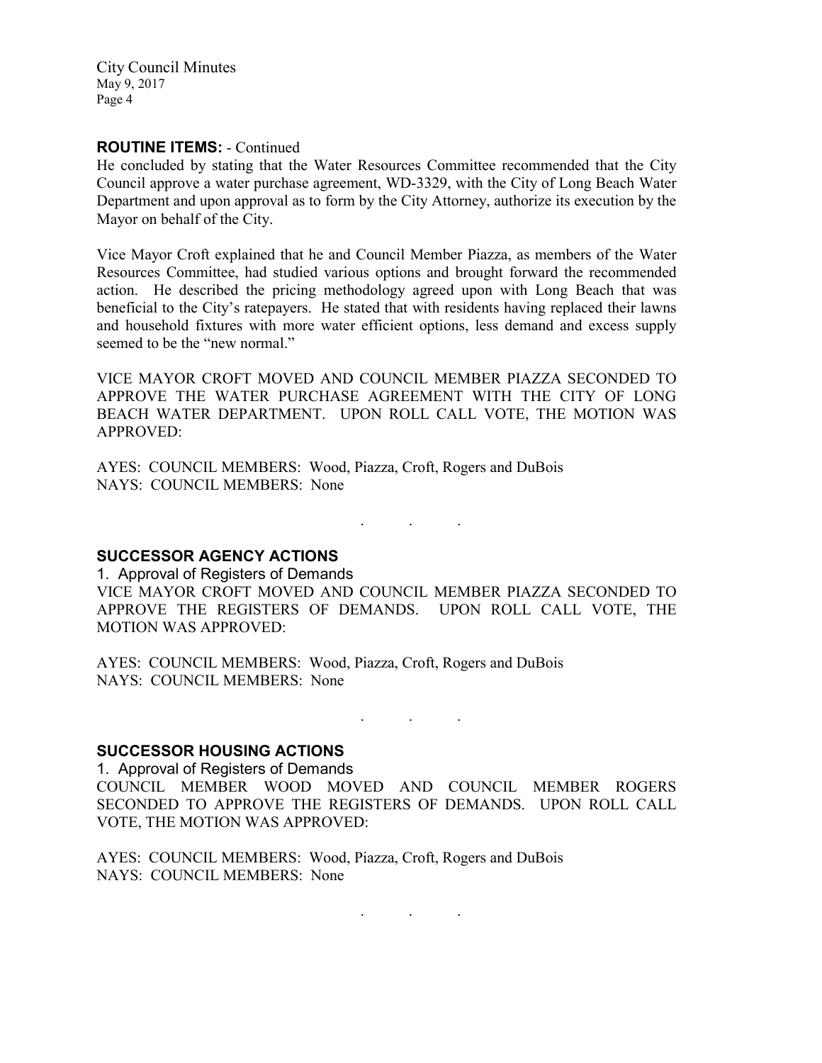## ROUTINE ITEMS: - Continued

He concluded by stating that the Water Resources Committee recommended that the City Council approve a water purchase agreement, WD-3329, with the City of Long Beach Water Department and upon approval as to form by the City Attorney, authorize its execution by the Mayor on behalf of the City.

Vice Mayor Croft explained that he and Council Member Piazza, as members of the Water Resources Committee, had studied various options and brought forward the recommended action. He described the pricing methodology agreed upon with Long Beach that was beneficial to the City's ratepayers. He stated that with residents having replaced their lawns and household fixtures with more water efficient options, less demand and excess supply seemed to be the "new normal."

VICE MAYOR CROFT MOVED AND COUNCIL MEMBER PIAZZA SECONDED TO APPROVE THE WATER PURCHASE AGREEMENT WITH THE CITY OF LONG BEACH WATER DEPARTMENT. UPON ROLL CALL VOTE, THE MOTION WAS APPROVED:

AYES: COUNCIL MEMBERS: Wood, Piazza, Croft, Rogers and DuBois
NAYS: COUNCIL MEMBERS: None

. . .

## SUCCESSOR AGENCY ACTIONS

1. Approval of Registers of Demands

VICE MAYOR CROFT MOVED AND COUNCIL MEMBER PIAZZA SECONDED TO APPROVE THE REGISTERS OF DEMANDS. UPON ROLL CALL VOTE, THE MOTION WAS APPROVED:

AYES: COUNCIL MEMBERS: Wood, Piazza, Croft, Rogers and DuBois
NAYS: COUNCIL MEMBERS: None

. . .

## SUCCESSOR HOUSING ACTIONS

1. Approval of Registers of Demands

COUNCIL MEMBER WOOD MOVED AND COUNCIL MEMBER ROGERS SECONDED TO APPROVE THE REGISTERS OF DEMANDS. UPON ROLL CALL VOTE, THE MOTION WAS APPROVED:

AYES: COUNCIL MEMBERS: Wood, Piazza, Croft, Rogers and DuBois
NAYS: COUNCIL MEMBERS: None

. . .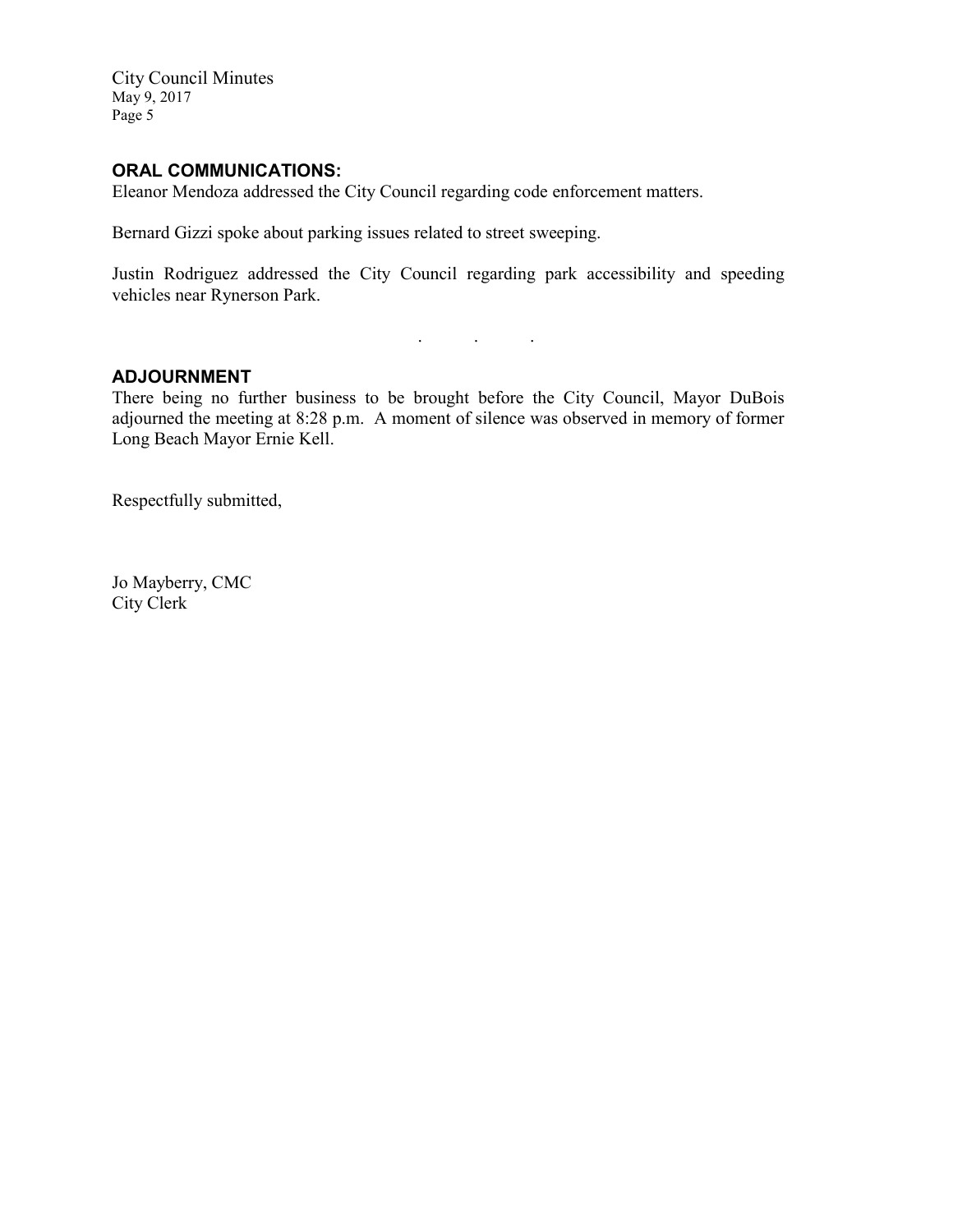## ORAL COMMUNICATIONS:

Eleanor Mendoza addressed the City Council regarding code enforcement matters.

Bernard Gizzi spoke about parking issues related to street sweeping.

Justin Rodriguez addressed the City Council regarding park accessibility and speeding vehicles near Rynerson Park.

. . .

## ADJOURNMENT

There being no further business to be brought before the City Council, Mayor DuBois adjourned the meeting at 8:28 p.m. A moment of silence was observed in memory of former Long Beach Mayor Ernie Kell.

Respectfully submitted,

Jo Mayberry, CMC
City Clerk